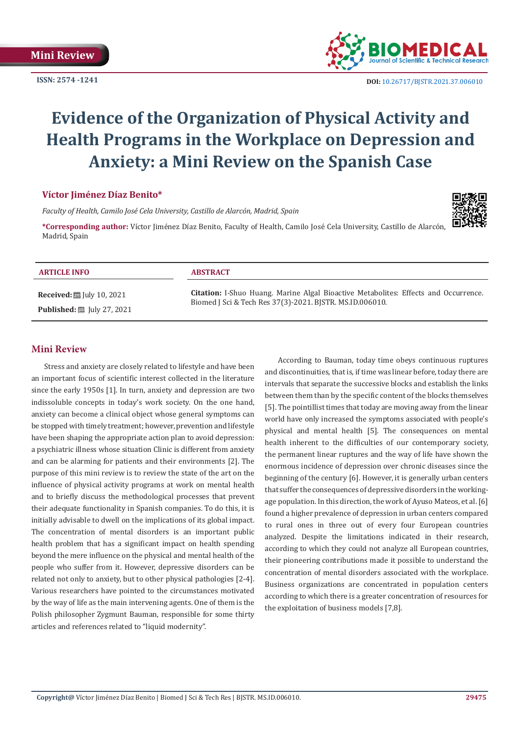Mini Review

ISSN: 2574 -1241

DOI: 10.26717/BJSTR.2021.37.006010

# Evidence of the Organization of Physical Activity and Health Programs in the Workplace on Depression and Anxiety: a Mini Review on the Spanish Case

**Víctor Jiménez Díaz Benito***

*Faculty of Health, Camilo José Cela University, Castillo de Alarcón, Madrid, Spain*

**\*Corresponding author:** Víctor Jiménez Díaz Benito, Faculty of Health, Camilo José Cela University, Castillo de Alarcón, Madrid, Spain

**ARTICLE INFO**

**Received:** July 10, 2021

**Published:** July 27, 2021

**ABSTRACT**

**Citation:** I-Shuo Huang. Marine Algal Bioactive Metabolites: Effects and Occurrence. Biomed J Sci & Tech Res 37(3)-2021. BJSTR. MS.ID.006010.

## Mini Review

Stress and anxiety are closely related to lifestyle and have been an important focus of scientific interest collected in the literature since the early 1950s [1]. In turn, anxiety and depression are two indissoluble concepts in today's work society. On the one hand, anxiety can become a clinical object whose general symptoms can be stopped with timely treatment; however, prevention and lifestyle have been shaping the appropriate action plan to avoid depression: a psychiatric illness whose situation Clinic is different from anxiety and can be alarming for patients and their environments [2]. The purpose of this mini review is to review the state of the art on the influence of physical activity programs at work on mental health and to briefly discuss the methodological processes that prevent their adequate functionality in Spanish companies. To do this, it is initially advisable to dwell on the implications of its global impact. The concentration of mental disorders is an important public health problem that has a significant impact on health spending beyond the mere influence on the physical and mental health of the people who suffer from it. However, depressive disorders can be related not only to anxiety, but to other physical pathologies [2-4]. Various researchers have pointed to the circumstances motivated by the way of life as the main intervening agents. One of them is the Polish philosopher Zygmunt Bauman, responsible for some thirty articles and references related to "liquid modernity".

According to Bauman, today time obeys continuous ruptures and discontinuities, that is, if time was linear before, today there are intervals that separate the successive blocks and establish the links between them than by the specific content of the blocks themselves [5]. The pointillist times that today are moving away from the linear world have only increased the symptoms associated with people's physical and mental health [5]. The consequences on mental health inherent to the difficulties of our contemporary society, the permanent linear ruptures and the way of life have shown the enormous incidence of depression over chronic diseases since the beginning of the century [6]. However, it is generally urban centers that suffer the consequences of depressive disorders in the working-age population. In this direction, the work of Ayuso Mateos, et al. [6] found a higher prevalence of depression in urban centers compared to rural ones in three out of every four European countries analyzed. Despite the limitations indicated in their research, according to which they could not analyze all European countries, their pioneering contributions made it possible to understand the concentration of mental disorders associated with the workplace. Business organizations are concentrated in population centers according to which there is a greater concentration of resources for the exploitation of business models [7,8].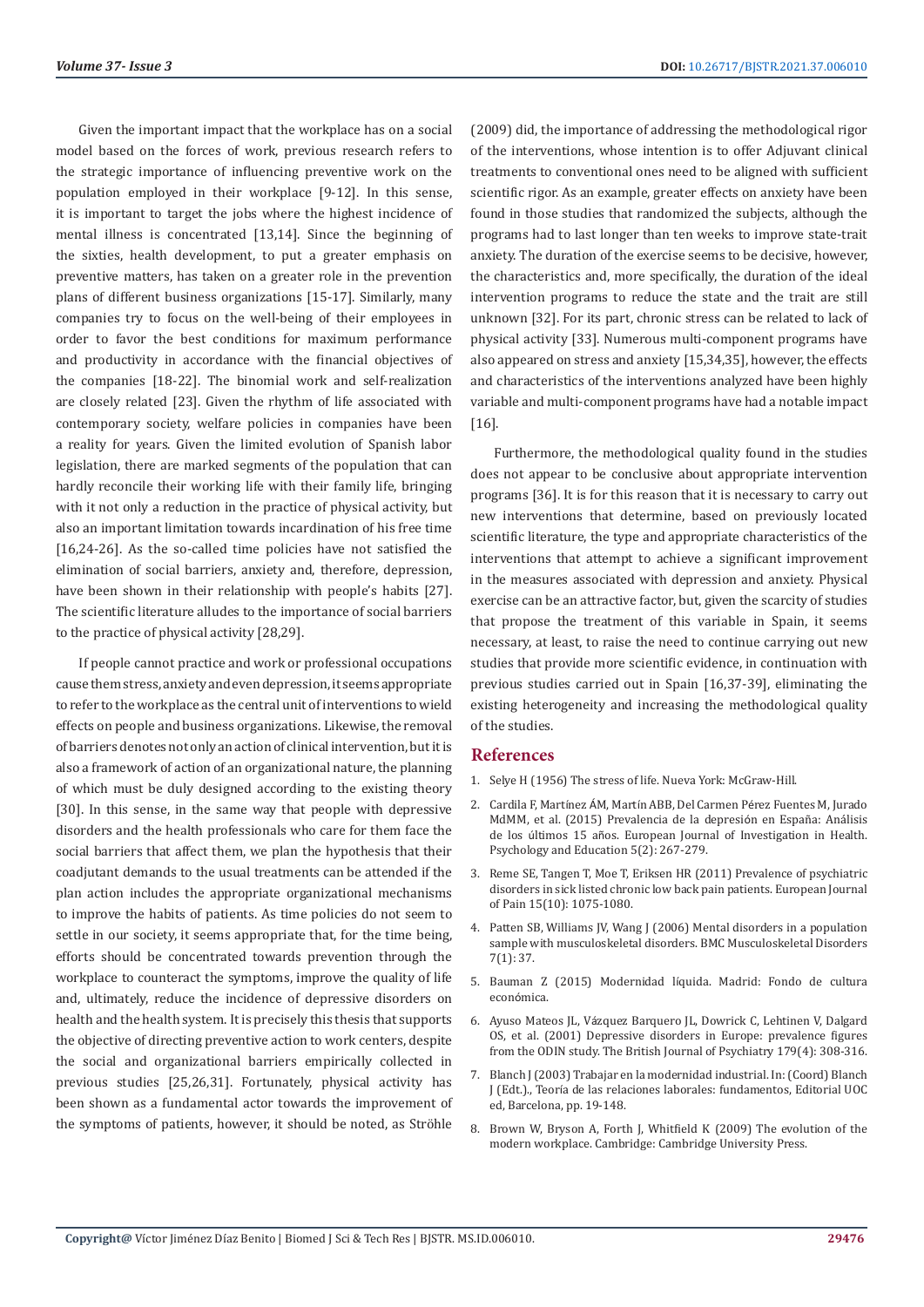Given the important impact that the workplace has on a social model based on the forces of work, previous research refers to the strategic importance of influencing preventive work on the population employed in their workplace [9-12]. In this sense, it is important to target the jobs where the highest incidence of mental illness is concentrated [13,14]. Since the beginning of the sixties, health development, to put a greater emphasis on preventive matters, has taken on a greater role in the prevention plans of different business organizations [15-17]. Similarly, many companies try to focus on the well-being of their employees in order to favor the best conditions for maximum performance and productivity in accordance with the financial objectives of the companies [18-22]. The binomial work and self-realization are closely related [23]. Given the rhythm of life associated with contemporary society, welfare policies in companies have been a reality for years. Given the limited evolution of Spanish labor legislation, there are marked segments of the population that can hardly reconcile their working life with their family life, bringing with it not only a reduction in the practice of physical activity, but also an important limitation towards incardination of his free time [16,24-26]. As the so-called time policies have not satisfied the elimination of social barriers, anxiety and, therefore, depression, have been shown in their relationship with people's habits [27]. The scientific literature alludes to the importance of social barriers to the practice of physical activity [28,29].

If people cannot practice and work or professional occupations cause them stress, anxiety and even depression, it seems appropriate to refer to the workplace as the central unit of interventions to wield effects on people and business organizations. Likewise, the removal of barriers denotes not only an action of clinical intervention, but it is also a framework of action of an organizational nature, the planning of which must be duly designed according to the existing theory [30]. In this sense, in the same way that people with depressive disorders and the health professionals who care for them face the social barriers that affect them, we plan the hypothesis that their coadjutant demands to the usual treatments can be attended if the plan action includes the appropriate organizational mechanisms to improve the habits of patients. As time policies do not seem to settle in our society, it seems appropriate that, for the time being, efforts should be concentrated towards prevention through the workplace to counteract the symptoms, improve the quality of life and, ultimately, reduce the incidence of depressive disorders on health and the health system. It is precisely this thesis that supports the objective of directing preventive action to work centers, despite the social and organizational barriers empirically collected in previous studies [25,26,31]. Fortunately, physical activity has been shown as a fundamental actor towards the improvement of the symptoms of patients, however, it should be noted, as Ströhle (2009) did, the importance of addressing the methodological rigor of the interventions, whose intention is to offer Adjuvant clinical treatments to conventional ones need to be aligned with sufficient scientific rigor. As an example, greater effects on anxiety have been found in those studies that randomized the subjects, although the programs had to last longer than ten weeks to improve state-trait anxiety. The duration of the exercise seems to be decisive, however, the characteristics and, more specifically, the duration of the ideal intervention programs to reduce the state and the trait are still unknown [32]. For its part, chronic stress can be related to lack of physical activity [33]. Numerous multi-component programs have also appeared on stress and anxiety [15,34,35], however, the effects and characteristics of the interventions analyzed have been highly variable and multi-component programs have had a notable impact [16].

Furthermore, the methodological quality found in the studies does not appear to be conclusive about appropriate intervention programs [36]. It is for this reason that it is necessary to carry out new interventions that determine, based on previously located scientific literature, the type and appropriate characteristics of the interventions that attempt to achieve a significant improvement in the measures associated with depression and anxiety. Physical exercise can be an attractive factor, but, given the scarcity of studies that propose the treatment of this variable in Spain, it seems necessary, at least, to raise the need to continue carrying out new studies that provide more scientific evidence, in continuation with previous studies carried out in Spain [16,37-39], eliminating the existing heterogeneity and increasing the methodological quality of the studies.

## References

1. Selye H (1956) The stress of life. Nueva York: McGraw-Hill.
2. Cardila F, Martínez ÁM, Martín ABB, Del Carmen Pérez Fuentes M, Jurado MdMM, et al. (2015) Prevalencia de la depresión en España: Análisis de los últimos 15 años. European Journal of Investigation in Health. Psychology and Education 5(2): 267-279.
3. Reme SE, Tangen T, Moe T, Eriksen HR (2011) Prevalence of psychiatric disorders in sick listed chronic low back pain patients. European Journal of Pain 15(10): 1075-1080.
4. Patten SB, Williams JV, Wang J (2006) Mental disorders in a population sample with musculoskeletal disorders. BMC Musculoskeletal Disorders 7(1): 37.
5. Bauman Z (2015) Modernidad líquida. Madrid: Fondo de cultura económica.
6. Ayuso Mateos JL, Vázquez Barquero JL, Dowrick C, Lehtinen V, Dalgard OS, et al. (2001) Depressive disorders in Europe: prevalence figures from the ODIN study. The British Journal of Psychiatry 179(4): 308-316.
7. Blanch J (2003) Trabajar en la modernidad industrial. In: (Coord) Blanch J (Edt.)., Teoría de las relaciones laborales: fundamentos, Editorial UOC ed, Barcelona, pp. 19-148.
8. Brown W, Bryson A, Forth J, Whitfield K (2009) The evolution of the modern workplace. Cambridge: Cambridge University Press.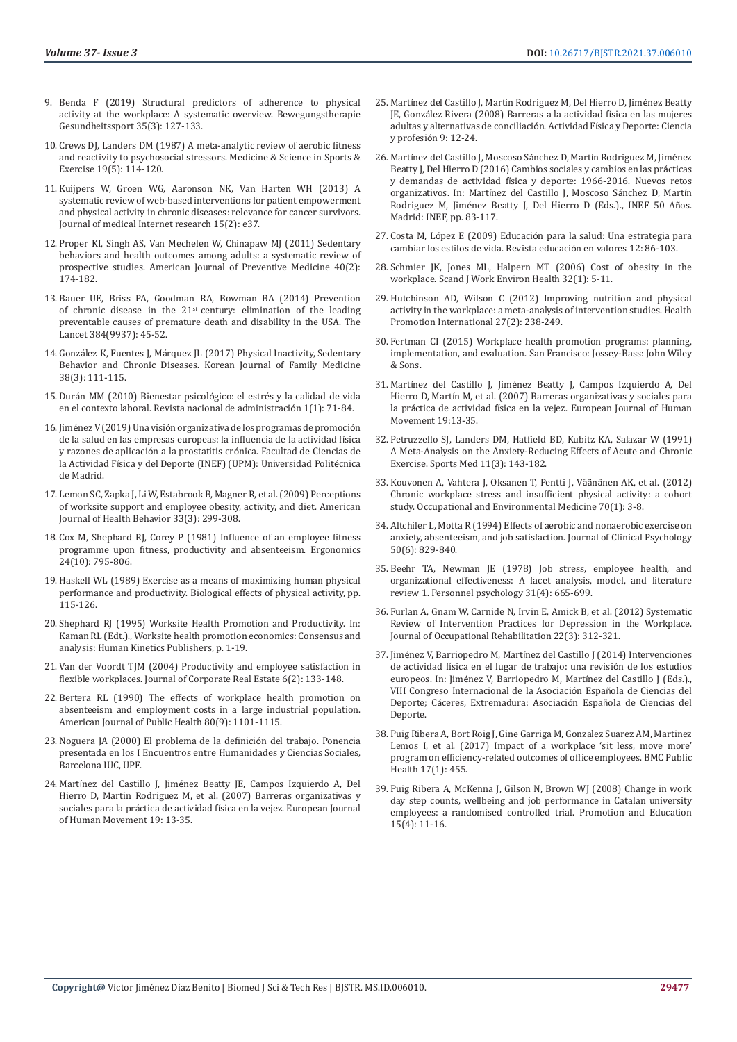9. Benda F (2019) Structural predictors of adherence to physical activity at the workplace: A systematic overview. Bewegungstherapie Gesundheitssport 35(3): 127-133.
10. Crews DJ, Landers DM (1987) A meta-analytic review of aerobic fitness and reactivity to psychosocial stressors. Medicine & Science in Sports & Exercise 19(5): 114-120.
11. Kuijpers W, Groen WG, Aaronson NK, Van Harten WH (2013) A systematic review of web-based interventions for patient empowerment and physical activity in chronic diseases: relevance for cancer survivors. Journal of medical Internet research 15(2): e37.
12. Proper KI, Singh AS, Van Mechelen W, Chinapaw MJ (2011) Sedentary behaviors and health outcomes among adults: a systematic review of prospective studies. American Journal of Preventive Medicine 40(2): 174-182.
13. Bauer UE, Briss PA, Goodman RA, Bowman BA (2014) Prevention of chronic disease in the 21st century: elimination of the leading preventable causes of premature death and disability in the USA. The Lancet 384(9937): 45-52.
14. González K, Fuentes J, Márquez JL (2017) Physical Inactivity, Sedentary Behavior and Chronic Diseases. Korean Journal of Family Medicine 38(3): 111-115.
15. Durán MM (2010) Bienestar psicológico: el estrés y la calidad de vida en el contexto laboral. Revista nacional de administración 1(1): 71-84.
16. Jiménez V (2019) Una visión organizativa de los programas de promoción de la salud en las empresas europeas: la influencia de la actividad física y razones de aplicación a la prostatitis crónica. Facultad de Ciencias de la Actividad Física y del Deporte (INEF) (UPM): Universidad Politécnica de Madrid.
17. Lemon SC, Zapka J, Li W, Estabrook B, Magner R, et al. (2009) Perceptions of worksite support and employee obesity, activity, and diet. American Journal of Health Behavior 33(3): 299-308.
18. Cox M, Shephard RJ, Corey P (1981) Influence of an employee fitness programme upon fitness, productivity and absenteeism. Ergonomics 24(10): 795-806.
19. Haskell WL (1989) Exercise as a means of maximizing human physical performance and productivity. Biological effects of physical activity, pp. 115-126.
20. Shephard RJ (1995) Worksite Health Promotion and Productivity. In: Kaman RL (Edt.)., Worksite health promotion economics: Consensus and analysis: Human Kinetics Publishers, p. 1-19.
21. Van der Voordt TJM (2004) Productivity and employee satisfaction in flexible workplaces. Journal of Corporate Real Estate 6(2): 133-148.
22. Bertera RL (1990) The effects of workplace health promotion on absenteeism and employment costs in a large industrial population. American Journal of Public Health 80(9): 1101-1115.
23. Noguera JA (2000) El problema de la definición del trabajo. Ponencia presentada en los I Encuentros entre Humanidades y Ciencias Sociales, Barcelona IUC, UPF.
24. Martínez del Castillo J, Jiménez Beatty JE, Campos Izquierdo A, Del Hierro D, Martin Rodriguez M, et al. (2007) Barreras organizativas y sociales para la práctica de actividad física en la vejez. European Journal of Human Movement 19: 13-35.
25. Martínez del Castillo J, Martin Rodriguez M, Del Hierro D, Jiménez Beatty JE, González Rivera (2008) Barreras a la actividad física en las mujeres adultas y alternativas de conciliación. Actividad Física y Deporte: Ciencia y profesión 9: 12-24.
26. Martínez del Castillo J, Moscoso Sánchez D, Martín Rodriguez M, Jiménez Beatty J, Del Hierro D (2016) Cambios sociales y cambios en las prácticas y demandas de actividad física y deporte: 1966-2016. Nuevos retos organizativos. In: Martínez del Castillo J, Moscoso Sánchez D, Martín Rodriguez M, Jiménez Beatty J, Del Hierro D (Eds.)., INEF 50 Años. Madrid: INEF, pp. 83-117.
27. Costa M, López E (2009) Educación para la salud: Una estrategia para cambiar los estilos de vida. Revista educación en valores 12: 86-103.
28. Schmier JK, Jones ML, Halpern MT (2006) Cost of obesity in the workplace. Scand J Work Environ Health 32(1): 5-11.
29. Hutchinson AD, Wilson C (2012) Improving nutrition and physical activity in the workplace: a meta-analysis of intervention studies. Health Promotion International 27(2): 238-249.
30. Fertman CI (2015) Workplace health promotion programs: planning, implementation, and evaluation. San Francisco: Jossey-Bass: John Wiley & Sons.
31. Martínez del Castillo J, Jiménez Beatty J, Campos Izquierdo A, Del Hierro D, Martín M, et al. (2007) Barreras organizativas y sociales para la práctica de actividad física en la vejez. European Journal of Human Movement 19:13-35.
32. Petruzzello SJ, Landers DM, Hatfield BD, Kubitz KA, Salazar W (1991) A Meta-Analysis on the Anxiety-Reducing Effects of Acute and Chronic Exercise. Sports Med 11(3): 143-182.
33. Kouvonen A, Vahtera J, Oksanen T, Pentti J, Väänänen AK, et al. (2012) Chronic workplace stress and insufficient physical activity: a cohort study. Occupational and Environmental Medicine 70(1): 3-8.
34. Altchiler L, Motta R (1994) Effects of aerobic and nonaerobic exercise on anxiety, absenteeism, and job satisfaction. Journal of Clinical Psychology 50(6): 829-840.
35. Beehr TA, Newman JE (1978) Job stress, employee health, and organizational effectiveness: A facet analysis, model, and literature review 1. Personnel psychology 31(4): 665-699.
36. Furlan A, Gnam W, Carnide N, Irvin E, Amick B, et al. (2012) Systematic Review of Intervention Practices for Depression in the Workplace. Journal of Occupational Rehabilitation 22(3): 312-321.
37. Jiménez V, Barriopedro M, Martínez del Castillo J (2014) Intervenciones de actividad física en el lugar de trabajo: una revisión de los estudios europeos. In: Jiménez V, Barriopedro M, Martínez del Castillo J (Eds.)., VIII Congreso Internacional de la Asociación Española de Ciencias del Deporte; Cáceres, Extremadura: Asociación Española de Ciencias del Deporte.
38. Puig Ribera A, Bort Roig J, Gine Garriga M, Gonzalez Suarez AM, Martinez Lemos I, et al. (2017) Impact of a workplace 'sit less, move more' program on efficiency-related outcomes of office employees. BMC Public Health 17(1): 455.
39. Puig Ribera A, McKenna J, Gilson N, Brown WJ (2008) Change in work day step counts, wellbeing and job performance in Catalan university employees: a randomised controlled trial. Promotion and Education 15(4): 11-16.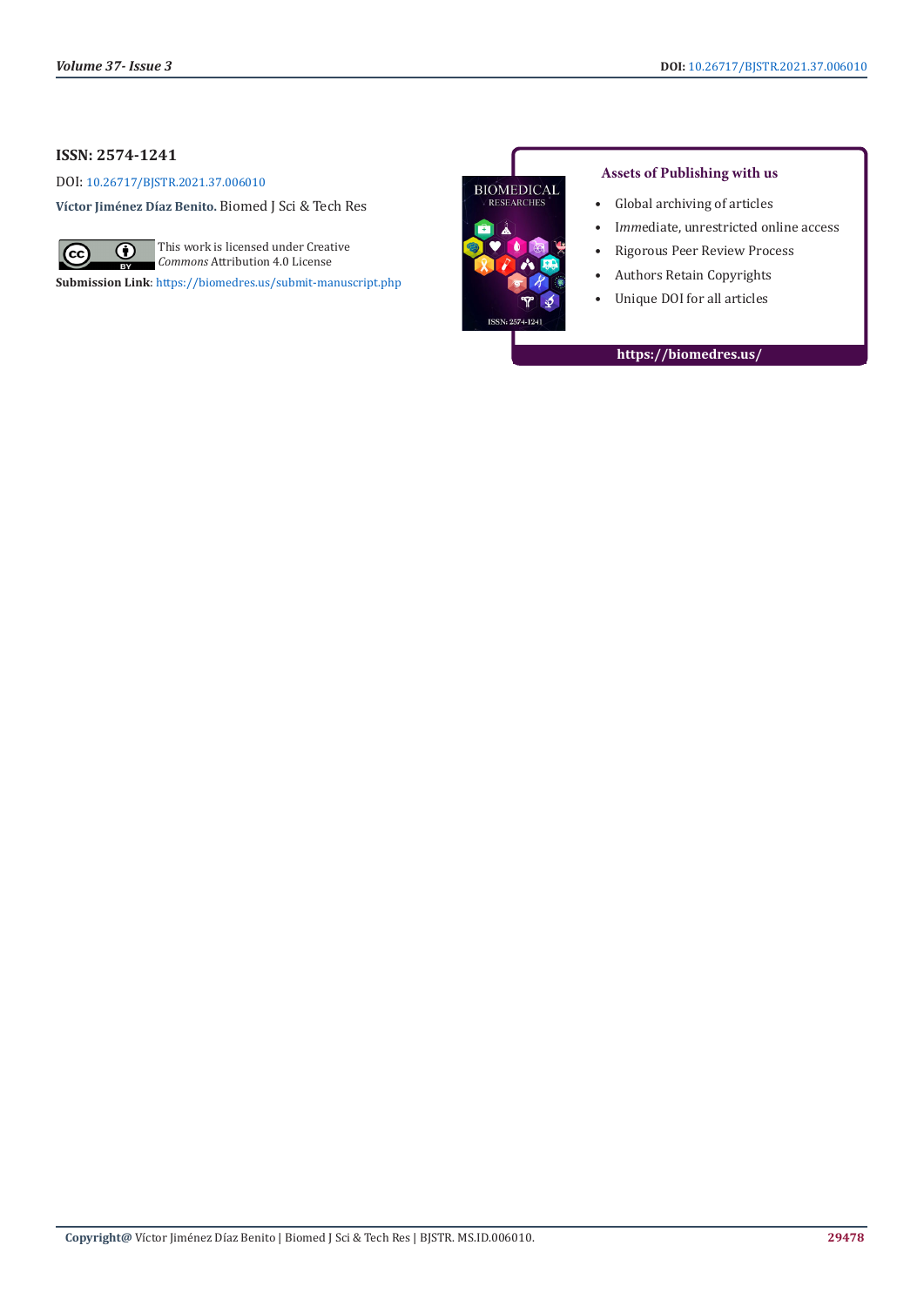**ISSN: 2574-1241**

DOI: 10.26717/BJSTR.2021.37.006010

**Víctor Jiménez Díaz Benito.** Biomed J Sci & Tech Res

This work is licensed under Creative *Commons* Attribution 4.0 License

**Submission Link**: https://biomedres.us/submit-manuscript.php

**Assets of Publishing with us**

- Global archiving of articles
- Immediate, unrestricted online access
- Rigorous Peer Review Process
- Authors Retain Copyrights
- Unique DOI for all articles

**https://biomedres.us/**